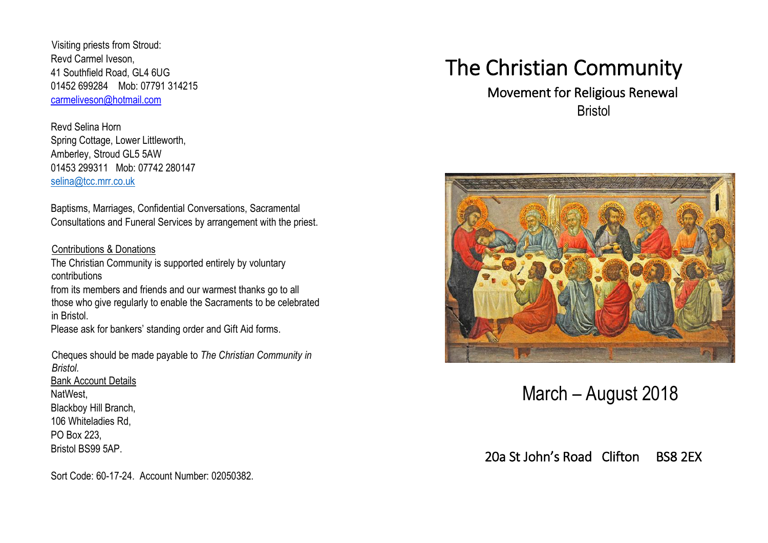Visiting priests from Stroud:
Revd Carmel Iveson,
41 Southfield Road, GL4 6UG
01452 699284 Mob: 07791 314215
carmeliveson@hotmail.com

Revd Selina Horn
Spring Cottage, Lower Littleworth,
Amberley, Stroud GL5 5AW
01453 299311 Mob: 07742 280147
selina@tcc.mrr.co.uk

Baptisms, Marriages, Confidential Conversations, Sacramental Consultations and Funeral Services by arrangement with the priest.

Contributions & Donations

The Christian Community is supported entirely by voluntary contributions
from its members and friends and our warmest thanks go to all those who give regularly to enable the Sacraments to be celebrated in Bristol.
Please ask for bankers' standing order and Gift Aid forms.

Cheques should be made payable to *The Christian Community in Bristol.*

Bank Account Details

NatWest,
Blackboy Hill Branch,
106 Whiteladies Rd,
PO Box 223,
Bristol BS99 5AP.

Sort Code: 60-17-24. Account Number: 02050382.

# The Christian Community

## Movement for Religious Renewal

Bristol

March – August 2018

20a St John's Road Clifton BS8 2EX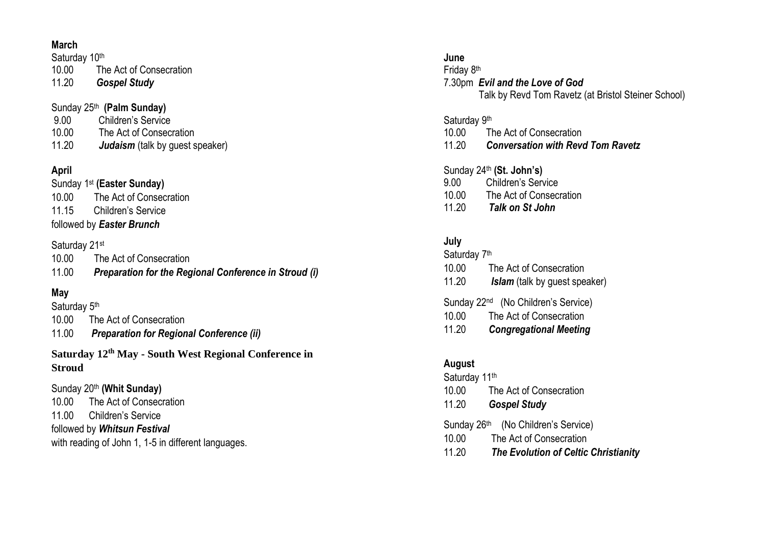**March**

Saturday 10th
10.00 The Act of Consecration
11.20 ***Gospel Study***

Sunday 25th **(Palm Sunday)**
9.00 Children's Service
10.00 The Act of Consecration
11.20 ***Judaism*** (talk by guest speaker)

**April**

Sunday 1st **(Easter Sunday)**
10.00 The Act of Consecration
11.15 Children's Service
followed by ***Easter Brunch***

Saturday 21st
10.00 The Act of Consecration
11.00 ***Preparation for the Regional Conference in Stroud (i)***

**May**

Saturday 5th
10.00 The Act of Consecration
11.00 ***Preparation for Regional Conference (ii)***

**Saturday 12th May - South West Regional Conference in Stroud**

Sunday 20th **(Whit Sunday)**
10.00 The Act of Consecration
11.00 Children's Service
followed by ***Whitsun Festival***
with reading of John 1, 1-5 in different languages.

**June**

Friday 8th
7.30pm ***Evil and the Love of God***
Talk by Revd Tom Ravetz (at Bristol Steiner School)

Saturday 9th
10.00 The Act of Consecration
11.20 ***Conversation with Revd Tom Ravetz***

Sunday 24th **(St. John's)**
9.00 Children's Service
10.00 The Act of Consecration
11.20 ***Talk on St John***

**July**

Saturday 7th
10.00 The Act of Consecration
11.20 ***Islam*** (talk by guest speaker)

Sunday 22nd (No Children's Service)
10.00 The Act of Consecration
11.20 ***Congregational Meeting***

**August**

Saturday 11th
10.00 The Act of Consecration
11.20 ***Gospel Study***

Sunday 26th (No Children's Service)
10.00 The Act of Consecration
11.20 ***The Evolution of Celtic Christianity***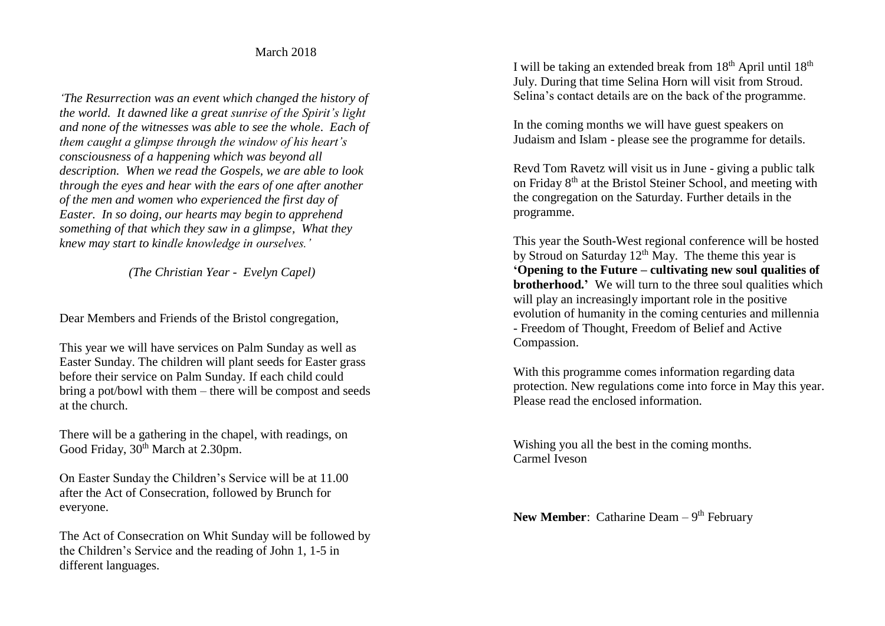March 2018

*'The Resurrection was an event which changed the history of the world. It dawned like a great sunrise of the Spirit's light and none of the witnesses was able to see the whole. Each of them caught a glimpse through the window of his heart's consciousness of a happening which was beyond all description. When we read the Gospels, we are able to look through the eyes and hear with the ears of one after another of the men and women who experienced the first day of Easter. In so doing, our hearts may begin to apprehend something of that which they saw in a glimpse, What they knew may start to kindle knowledge in ourselves.'*

*(The Christian Year - Evelyn Capel)*

Dear Members and Friends of the Bristol congregation,

This year we will have services on Palm Sunday as well as Easter Sunday. The children will plant seeds for Easter grass before their service on Palm Sunday. If each child could bring a pot/bowl with them – there will be compost and seeds at the church.

There will be a gathering in the chapel, with readings, on Good Friday, 30th March at 2.30pm.

On Easter Sunday the Children's Service will be at 11.00 after the Act of Consecration, followed by Brunch for everyone.

The Act of Consecration on Whit Sunday will be followed by the Children's Service and the reading of John 1, 1-5 in different languages.

I will be taking an extended break from 18th April until 18th July. During that time Selina Horn will visit from Stroud. Selina's contact details are on the back of the programme.

In the coming months we will have guest speakers on Judaism and Islam - please see the programme for details.

Revd Tom Ravetz will visit us in June - giving a public talk on Friday 8th at the Bristol Steiner School, and meeting with the congregation on the Saturday. Further details in the programme.

This year the South-West regional conference will be hosted by Stroud on Saturday 12th May. The theme this year is **'Opening to the Future – cultivating new soul qualities of brotherhood.'** We will turn to the three soul qualities which will play an increasingly important role in the positive evolution of humanity in the coming centuries and millennia - Freedom of Thought, Freedom of Belief and Active Compassion.

With this programme comes information regarding data protection. New regulations come into force in May this year. Please read the enclosed information.

Wishing you all the best in the coming months.
Carmel Iveson

**New Member**: Catharine Deam – 9th February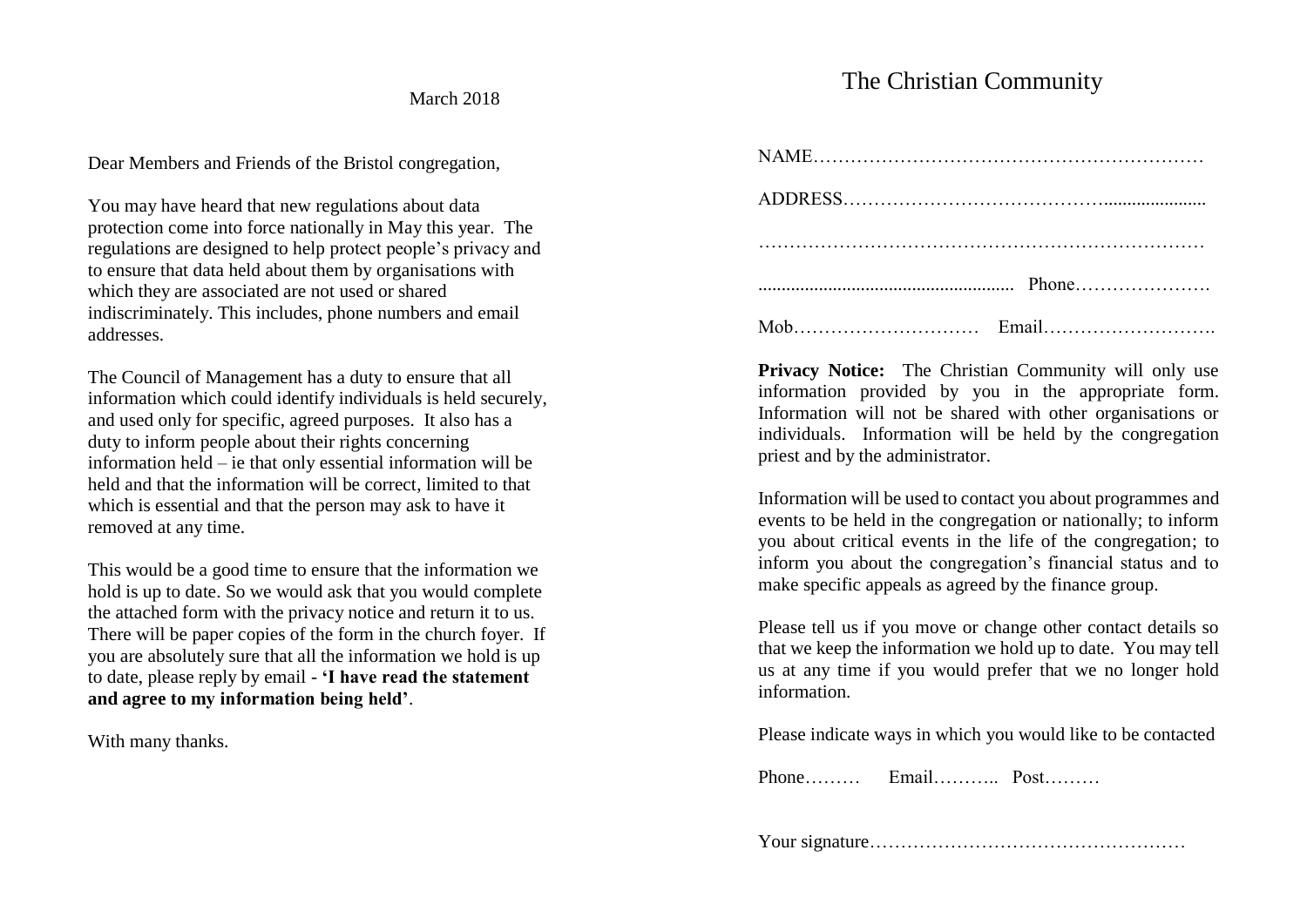March 2018

Dear Members and Friends of the Bristol congregation,

You may have heard that new regulations about data protection come into force nationally in May this year. The regulations are designed to help protect people's privacy and to ensure that data held about them by organisations with which they are associated are not used or shared indiscriminately. This includes, phone numbers and email addresses.

The Council of Management has a duty to ensure that all information which could identify individuals is held securely, and used only for specific, agreed purposes. It also has a duty to inform people about their rights concerning information held – ie that only essential information will be held and that the information will be correct, limited to that which is essential and that the person may ask to have it removed at any time.

This would be a good time to ensure that the information we hold is up to date. So we would ask that you would complete the attached form with the privacy notice and return it to us. There will be paper copies of the form in the church foyer. If you are absolutely sure that all the information we hold is up to date, please reply by email - **'I have read the statement and agree to my information being held'**.

With many thanks.

# The Christian Community

NAME………………………………………………………

ADDRESS……………………………………......................

………………………………………………………………

...................................................... Phone…………………

Mob………………………… Email……………………….

**Privacy Notice:** The Christian Community will only use information provided by you in the appropriate form. Information will not be shared with other organisations or individuals. Information will be held by the congregation priest and by the administrator.

Information will be used to contact you about programmes and events to be held in the congregation or nationally; to inform you about critical events in the life of the congregation; to inform you about the congregation's financial status and to make specific appeals as agreed by the finance group.

Please tell us if you move or change other contact details so that we keep the information we hold up to date. You may tell us at any time if you would prefer that we no longer hold information.

Please indicate ways in which you would like to be contacted

Phone……… Email……….. Post………

Your signature……………………………………………